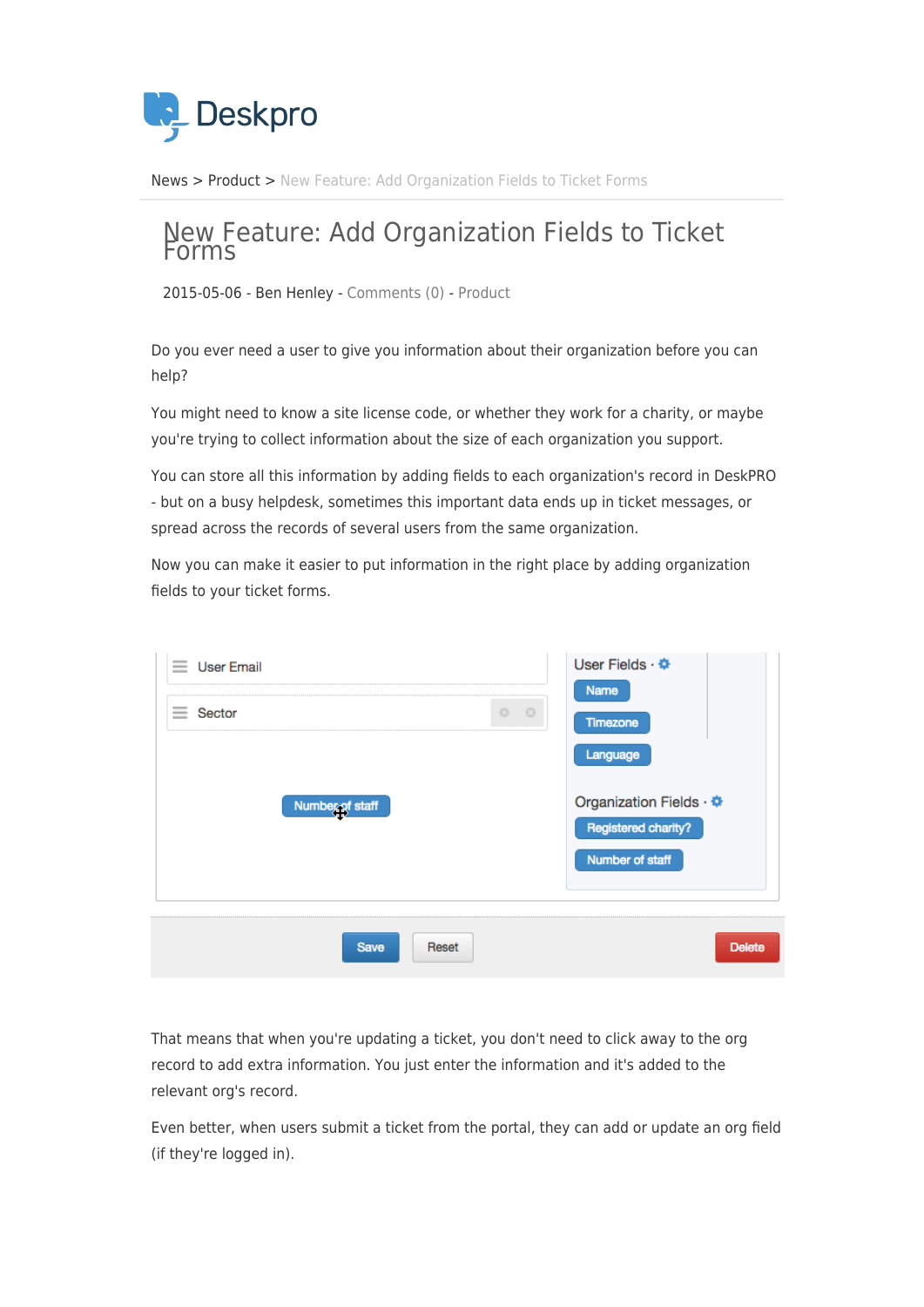News > Product > New Feature: Add Organization Fields to Ticket Forms

# New Feature: Add Organization Fields to Ticket Forms

2015-05-06 - Ben Henley - Comments (0) - Product

Do you ever need a user to give you information about their organization before you can help?

You might need to know a site license code, or whether they work for a charity, or maybe you're trying to collect information about the size of each organization you support.

You can store all this information by adding fields to each organization's record in DeskPRO - but on a busy helpdesk, sometimes this important data ends up in ticket messages, or spread across the records of several users from the same organization.

Now you can make it easier to put information in the right place by adding organization fields to your ticket forms.

User Email

Sector

Number of staff

User Fields

Name

Timezone

Language

Organization Fields

Registered charity?

Number of staff

Save

Reset

Delete

That means that when you're updating a ticket, you don't need to click away to the org record to add extra information. You just enter the information and it's added to the relevant org's record.

Even better, when users submit a ticket from the portal, they can add or update an org field (if they're logged in).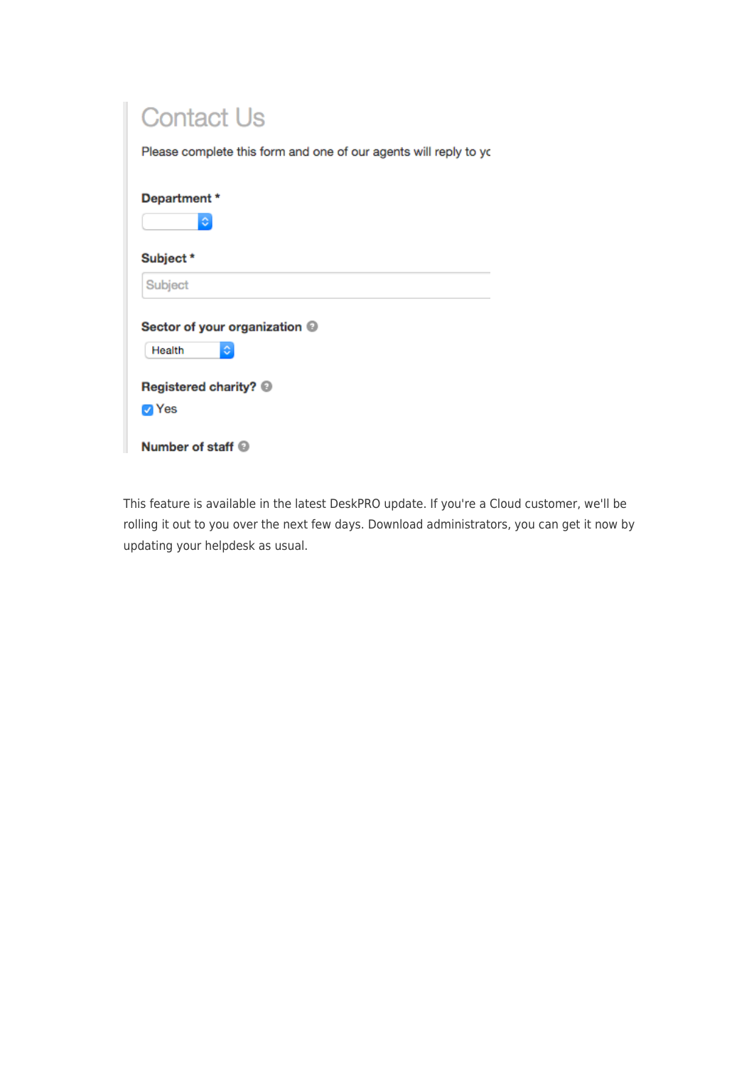# Contact Us

Please complete this form and one of our agents will reply to yc

**Department \***

**Subject \***

Subject

**Sector of your organization**

Health

**Registered charity?**

☑ Yes

**Number of staff**

This feature is available in the latest DeskPRO update. If you're a Cloud customer, we'll be rolling it out to you over the next few days. Download administrators, you can get it now by updating your helpdesk as usual.